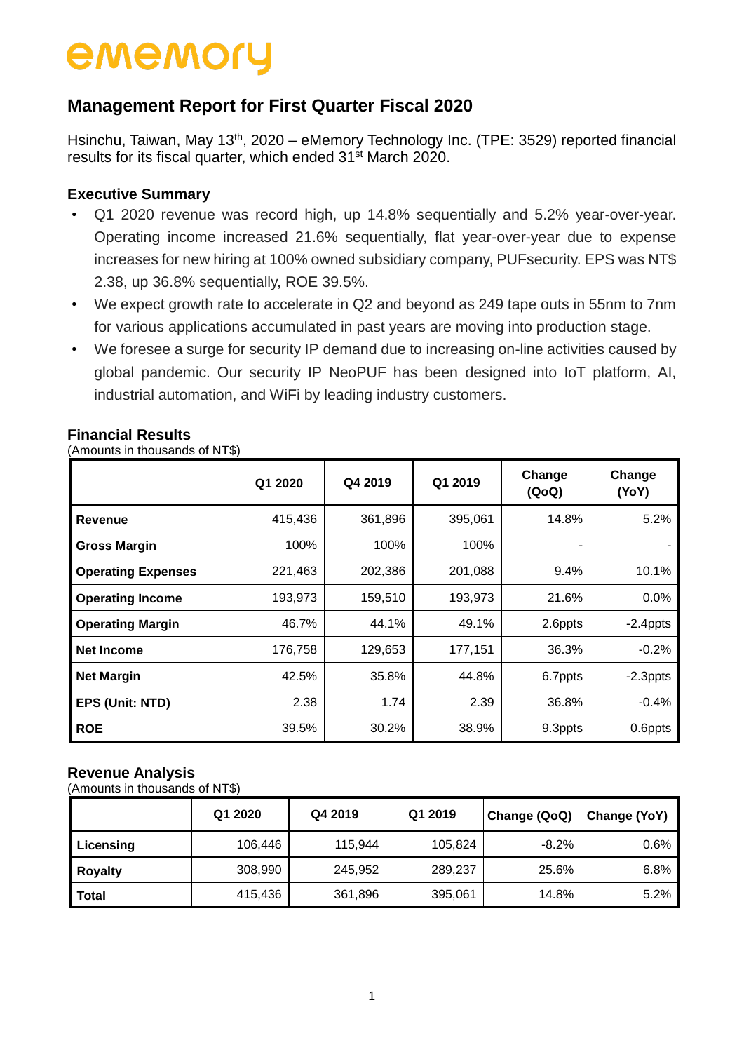# ememory

## Management Report for First Quarter Fiscal 2020

Hsinchu, Taiwan, May 13th, 2020 – eMemory Technology Inc. (TPE: 3529) reported financial results for its fiscal quarter, which ended 31st March 2020.

### Executive Summary

- Q1 2020 revenue was record high, up 14.8% sequentially and 5.2% year-over-year. Operating income increased 21.6% sequentially, flat year-over-year due to expense increases for new hiring at 100% owned subsidiary company, PUFsecurity. EPS was NT$ 2.38, up 36.8% sequentially, ROE 39.5%.
- We expect growth rate to accelerate in Q2 and beyond as 249 tape outs in 55nm to 7nm for various applications accumulated in past years are moving into production stage.
- We foresee a surge for security IP demand due to increasing on-line activities caused by global pandemic. Our security IP NeoPUF has been designed into IoT platform, AI, industrial automation, and WiFi by leading industry customers.

### Financial Results

(Amounts in thousands of NT$)

| | Q1 2020 | Q4 2019 | Q1 2019 | Change (QoQ) | Change (YoY) |
|---|---|---|---|---|---|
| **Revenue** | 415,436 | 361,896 | 395,061 | 14.8% | 5.2% |
| **Gross Margin** | 100% | 100% | 100% | - | - |
| **Operating Expenses** | 221,463 | 202,386 | 201,088 | 9.4% | 10.1% |
| **Operating Income** | 193,973 | 159,510 | 193,973 | 21.6% | 0.0% |
| **Operating Margin** | 46.7% | 44.1% | 49.1% | 2.6ppts | -2.4ppts |
| **Net Income** | 176,758 | 129,653 | 177,151 | 36.3% | -0.2% |
| **Net Margin** | 42.5% | 35.8% | 44.8% | 6.7ppts | -2.3ppts |
| **EPS (Unit: NTD)** | 2.38 | 1.74 | 2.39 | 36.8% | -0.4% |
| **ROE** | 39.5% | 30.2% | 38.9% | 9.3ppts | 0.6ppts |

### Revenue Analysis

(Amounts in thousands of NT$)

| | Q1 2020 | Q4 2019 | Q1 2019 | Change (QoQ) | Change (YoY) |
|---|---|---|---|---|---|
| **Licensing** | 106,446 | 115,944 | 105,824 | -8.2% | 0.6% |
| **Royalty** | 308,990 | 245,952 | 289,237 | 25.6% | 6.8% |
| **Total** | 415,436 | 361,896 | 395,061 | 14.8% | 5.2% |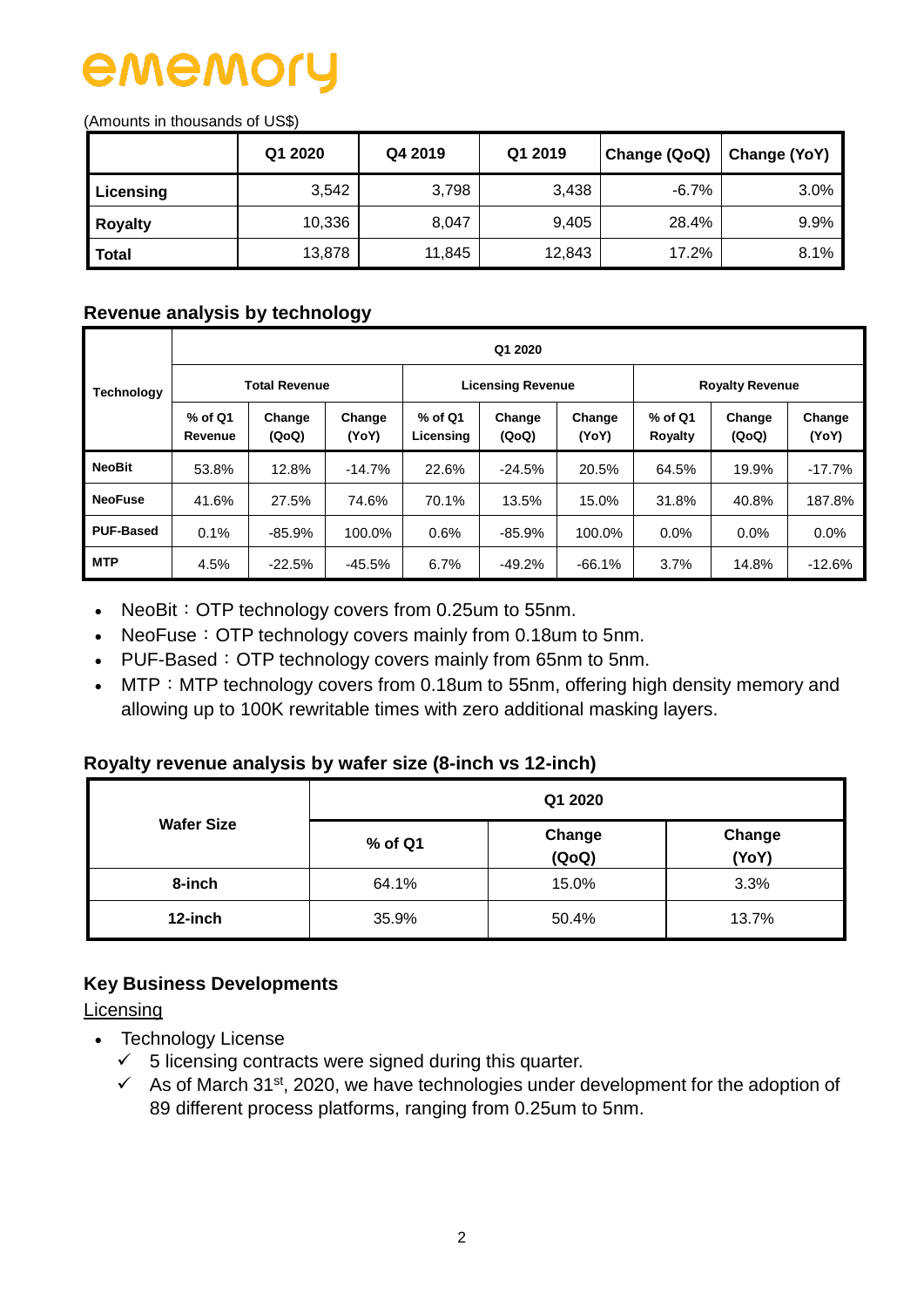ememory

(Amounts in thousands of US$)

| | Q1 2020 | Q4 2019 | Q1 2019 | Change (QoQ) | Change (YoY) |
|---|---|---|---|---|---|
| **Licensing** | 3,542 | 3,798 | 3,438 | -6.7% | 3.0% |
| **Royalty** | 10,336 | 8,047 | 9,405 | 28.4% | 9.9% |
| **Total** | 13,878 | 11,845 | 12,843 | 17.2% | 8.1% |

### Revenue analysis by technology

| Technology | Q1 2020 | | | | | | | | |
|---|---|---|---|---|---|---|---|---|---|
| | Total Revenue | | | Licensing Revenue | | | Royalty Revenue | | |
| | % of Q1 Revenue | Change (QoQ) | Change (YoY) | % of Q1 Licensing | Change (QoQ) | Change (YoY) | % of Q1 Royalty | Change (QoQ) | Change (YoY) |
| **NeoBit** | 53.8% | 12.8% | -14.7% | 22.6% | -24.5% | 20.5% | 64.5% | 19.9% | -17.7% |
| **NeoFuse** | 41.6% | 27.5% | 74.6% | 70.1% | 13.5% | 15.0% | 31.8% | 40.8% | 187.8% |
| **PUF-Based** | 0.1% | -85.9% | 100.0% | 0.6% | -85.9% | 100.0% | 0.0% | 0.0% | 0.0% |
| **MTP** | 4.5% | -22.5% | -45.5% | 6.7% | -49.2% | -66.1% | 3.7% | 14.8% | -12.6% |

- NeoBit：OTP technology covers from 0.25um to 55nm.
- NeoFuse：OTP technology covers mainly from 0.18um to 5nm.
- PUF-Based：OTP technology covers mainly from 65nm to 5nm.
- MTP：MTP technology covers from 0.18um to 55nm, offering high density memory and allowing up to 100K rewritable times with zero additional masking layers.

### Royalty revenue analysis by wafer size (8-inch vs 12-inch)

| Wafer Size | Q1 2020 | | |
|---|---|---|---|
| | % of Q1 | Change (QoQ) | Change (YoY) |
| **8-inch** | 64.1% | 15.0% | 3.3% |
| **12-inch** | 35.9% | 50.4% | 13.7% |

### Key Business Developments

<u>Licensing</u>

- Technology License
  - ✓ 5 licensing contracts were signed during this quarter.
  - ✓ As of March 31st, 2020, we have technologies under development for the adoption of 89 different process platforms, ranging from 0.25um to 5nm.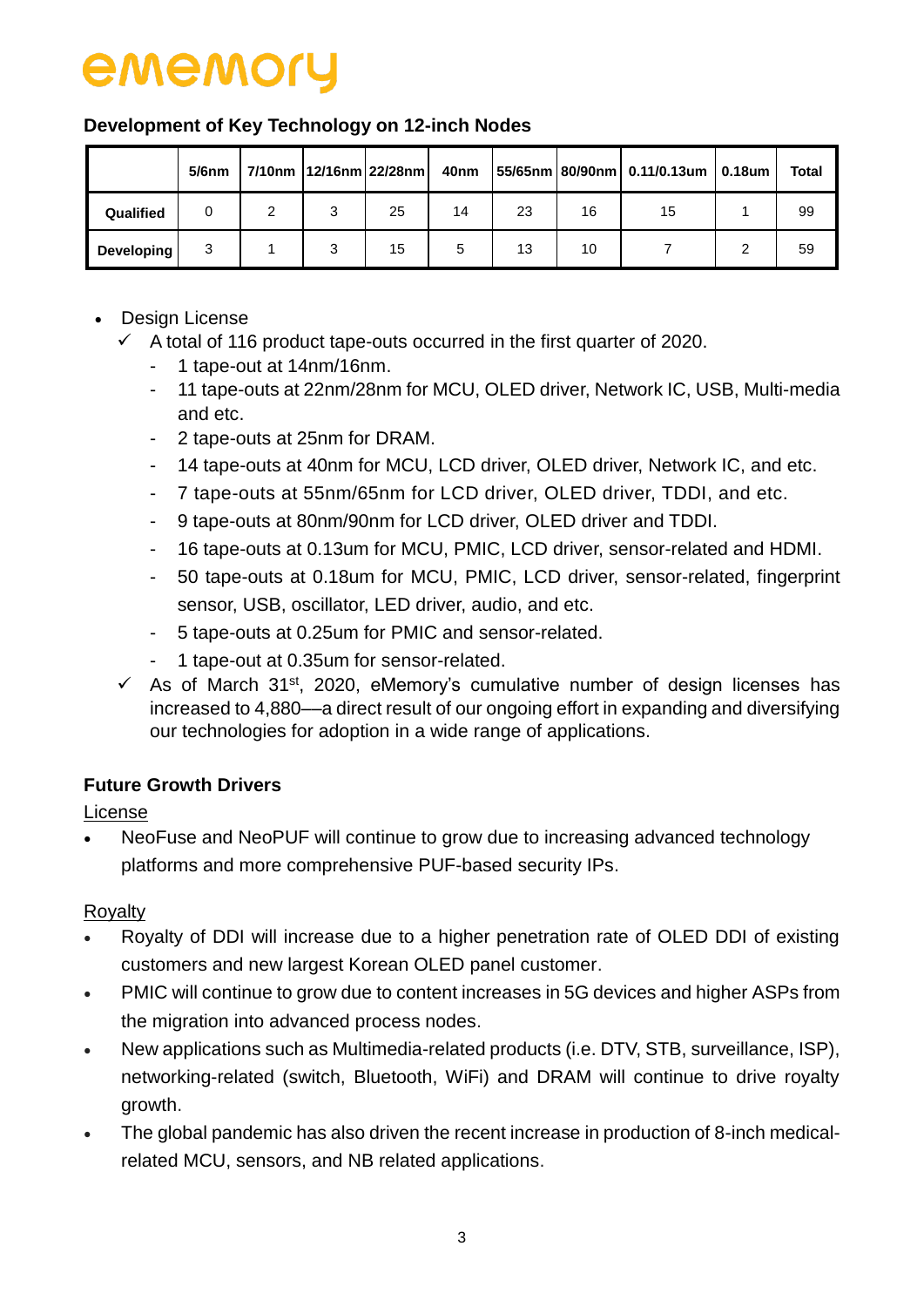**Development of Key Technology on 12-inch Nodes**

| | 5/6nm | 7/10nm | 12/16nm | 22/28nm | 40nm | 55/65nm | 80/90nm | 0.11/0.13um | 0.18um | Total |
|---|---|---|---|---|---|---|---|---|---|---|
| **Qualified** | 0 | 2 | 3 | 25 | 14 | 23 | 16 | 15 | 1 | 99 |
| **Developing** | 3 | 1 | 3 | 15 | 5 | 13 | 10 | 7 | 2 | 59 |

- Design License
  - ✓ A total of 116 product tape-outs occurred in the first quarter of 2020.
    - 1 tape-out at 14nm/16nm.
    - 11 tape-outs at 22nm/28nm for MCU, OLED driver, Network IC, USB, Multi-media and etc.
    - 2 tape-outs at 25nm for DRAM.
    - 14 tape-outs at 40nm for MCU, LCD driver, OLED driver, Network IC, and etc.
    - 7 tape-outs at 55nm/65nm for LCD driver, OLED driver, TDDI, and etc.
    - 9 tape-outs at 80nm/90nm for LCD driver, OLED driver and TDDI.
    - 16 tape-outs at 0.13um for MCU, PMIC, LCD driver, sensor-related and HDMI.
    - 50 tape-outs at 0.18um for MCU, PMIC, LCD driver, sensor-related, fingerprint sensor, USB, oscillator, LED driver, audio, and etc.
    - 5 tape-outs at 0.25um for PMIC and sensor-related.
    - 1 tape-out at 0.35um for sensor-related.
  - ✓ As of March 31st, 2020, eMemory's cumulative number of design licenses has increased to 4,880—a direct result of our ongoing effort in expanding and diversifying our technologies for adoption in a wide range of applications.

**Future Growth Drivers**

License

- NeoFuse and NeoPUF will continue to grow due to increasing advanced technology platforms and more comprehensive PUF-based security IPs.

Royalty

- Royalty of DDI will increase due to a higher penetration rate of OLED DDI of existing customers and new largest Korean OLED panel customer.
- PMIC will continue to grow due to content increases in 5G devices and higher ASPs from the migration into advanced process nodes.
- New applications such as Multimedia-related products (i.e. DTV, STB, surveillance, ISP), networking-related (switch, Bluetooth, WiFi) and DRAM will continue to drive royalty growth.
- The global pandemic has also driven the recent increase in production of 8-inch medical-related MCU, sensors, and NB related applications.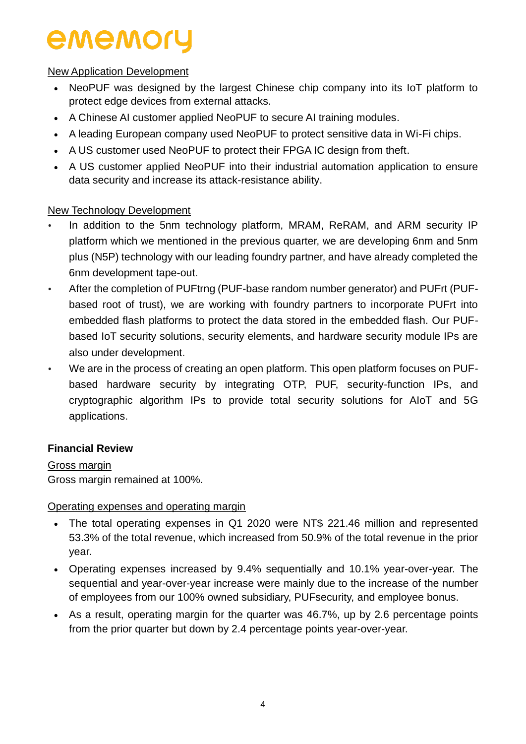New Application Development

- NeoPUF was designed by the largest Chinese chip company into its IoT platform to protect edge devices from external attacks.
- A Chinese AI customer applied NeoPUF to secure AI training modules.
- A leading European company used NeoPUF to protect sensitive data in Wi-Fi chips.
- A US customer used NeoPUF to protect their FPGA IC design from theft.
- A US customer applied NeoPUF into their industrial automation application to ensure data security and increase its attack-resistance ability.

New Technology Development

- In addition to the 5nm technology platform, MRAM, ReRAM, and ARM security IP platform which we mentioned in the previous quarter, we are developing 6nm and 5nm plus (N5P) technology with our leading foundry partner, and have already completed the 6nm development tape-out.
- After the completion of PUFtrng (PUF-base random number generator) and PUFrt (PUF-based root of trust), we are working with foundry partners to incorporate PUFrt into embedded flash platforms to protect the data stored in the embedded flash. Our PUF-based IoT security solutions, security elements, and hardware security module IPs are also under development.
- We are in the process of creating an open platform. This open platform focuses on PUF-based hardware security by integrating OTP, PUF, security-function IPs, and cryptographic algorithm IPs to provide total security solutions for AIoT and 5G applications.

**Financial Review**

Gross margin

Gross margin remained at 100%.

Operating expenses and operating margin

- The total operating expenses in Q1 2020 were NT$ 221.46 million and represented 53.3% of the total revenue, which increased from 50.9% of the total revenue in the prior year.
- Operating expenses increased by 9.4% sequentially and 10.1% year-over-year. The sequential and year-over-year increase were mainly due to the increase of the number of employees from our 100% owned subsidiary, PUFsecurity, and employee bonus.
- As a result, operating margin for the quarter was 46.7%, up by 2.6 percentage points from the prior quarter but down by 2.4 percentage points year-over-year.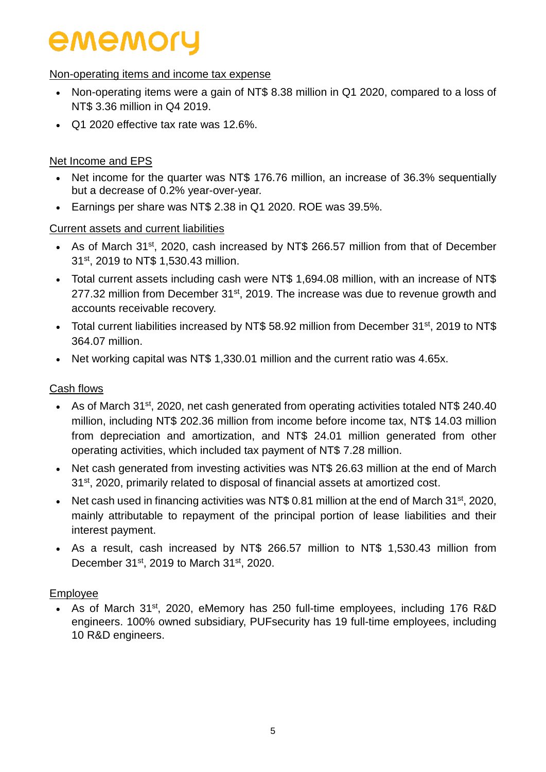Non-operating items and income tax expense

- Non-operating items were a gain of NT$ 8.38 million in Q1 2020, compared to a loss of NT$ 3.36 million in Q4 2019.
- Q1 2020 effective tax rate was 12.6%.

Net Income and EPS

- Net income for the quarter was NT$ 176.76 million, an increase of 36.3% sequentially but a decrease of 0.2% year-over-year.
- Earnings per share was NT$ 2.38 in Q1 2020. ROE was 39.5%.

Current assets and current liabilities

- As of March 31st, 2020, cash increased by NT$ 266.57 million from that of December 31st, 2019 to NT$ 1,530.43 million.
- Total current assets including cash were NT$ 1,694.08 million, with an increase of NT$ 277.32 million from December 31st, 2019. The increase was due to revenue growth and accounts receivable recovery.
- Total current liabilities increased by NT$ 58.92 million from December 31st, 2019 to NT$ 364.07 million.
- Net working capital was NT$ 1,330.01 million and the current ratio was 4.65x.

Cash flows

- As of March 31st, 2020, net cash generated from operating activities totaled NT$ 240.40 million, including NT$ 202.36 million from income before income tax, NT$ 14.03 million from depreciation and amortization, and NT$ 24.01 million generated from other operating activities, which included tax payment of NT$ 7.28 million.
- Net cash generated from investing activities was NT$ 26.63 million at the end of March 31st, 2020, primarily related to disposal of financial assets at amortized cost.
- Net cash used in financing activities was NT$ 0.81 million at the end of March 31st, 2020, mainly attributable to repayment of the principal portion of lease liabilities and their interest payment.
- As a result, cash increased by NT$ 266.57 million to NT$ 1,530.43 million from December 31st, 2019 to March 31st, 2020.

Employee

- As of March 31st, 2020, eMemory has 250 full-time employees, including 176 R&D engineers. 100% owned subsidiary, PUFsecurity has 19 full-time employees, including 10 R&D engineers.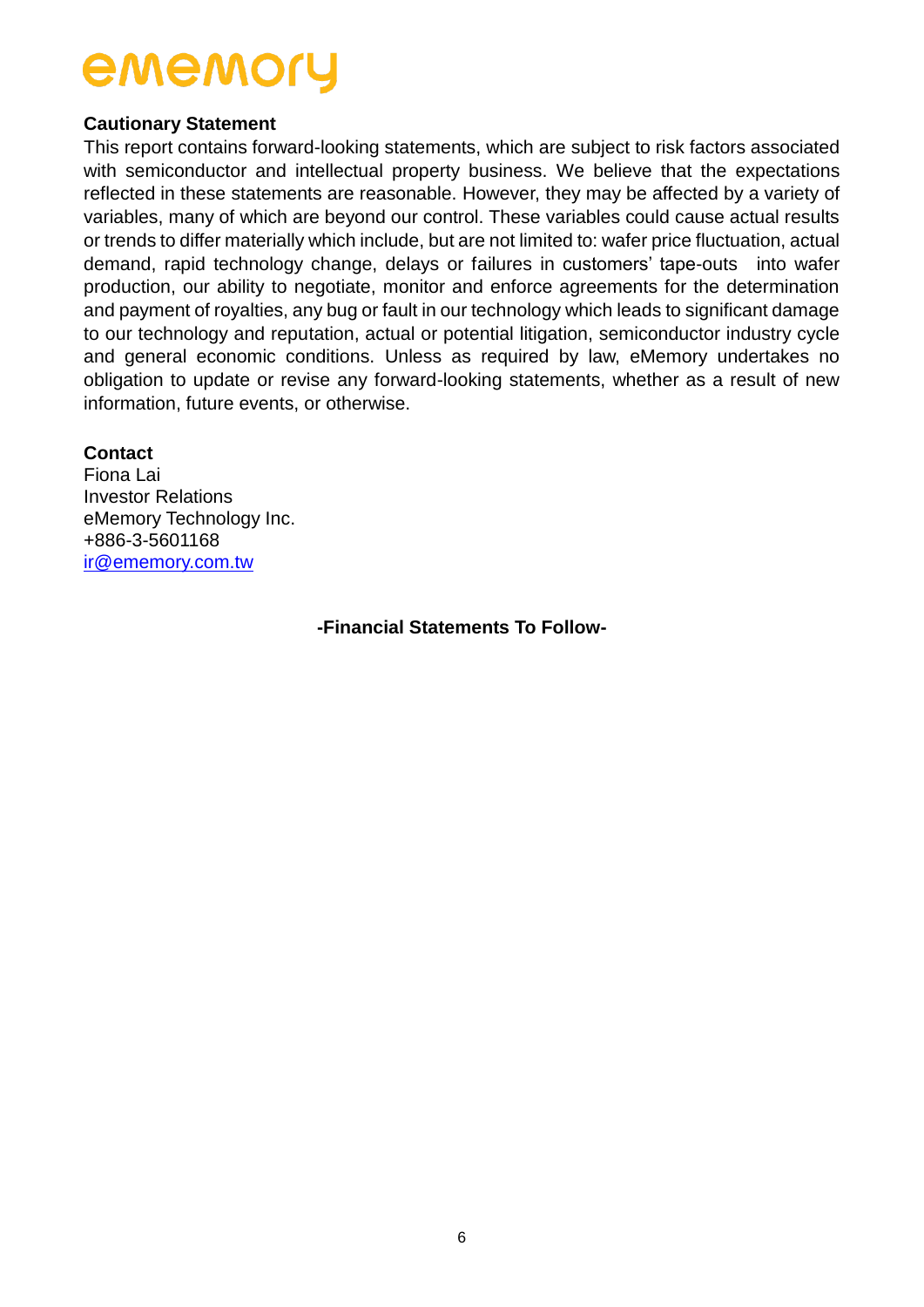ememory

**Cautionary Statement**

This report contains forward-looking statements, which are subject to risk factors associated with semiconductor and intellectual property business. We believe that the expectations reflected in these statements are reasonable. However, they may be affected by a variety of variables, many of which are beyond our control. These variables could cause actual results or trends to differ materially which include, but are not limited to: wafer price fluctuation, actual demand, rapid technology change, delays or failures in customers' tape-outs into wafer production, our ability to negotiate, monitor and enforce agreements for the determination and payment of royalties, any bug or fault in our technology which leads to significant damage to our technology and reputation, actual or potential litigation, semiconductor industry cycle and general economic conditions. Unless as required by law, eMemory undertakes no obligation to update or revise any forward-looking statements, whether as a result of new information, future events, or otherwise.

**Contact**

Fiona Lai
Investor Relations
eMemory Technology Inc.
+886-3-5601168
ir@ememory.com.tw

**-Financial Statements To Follow-**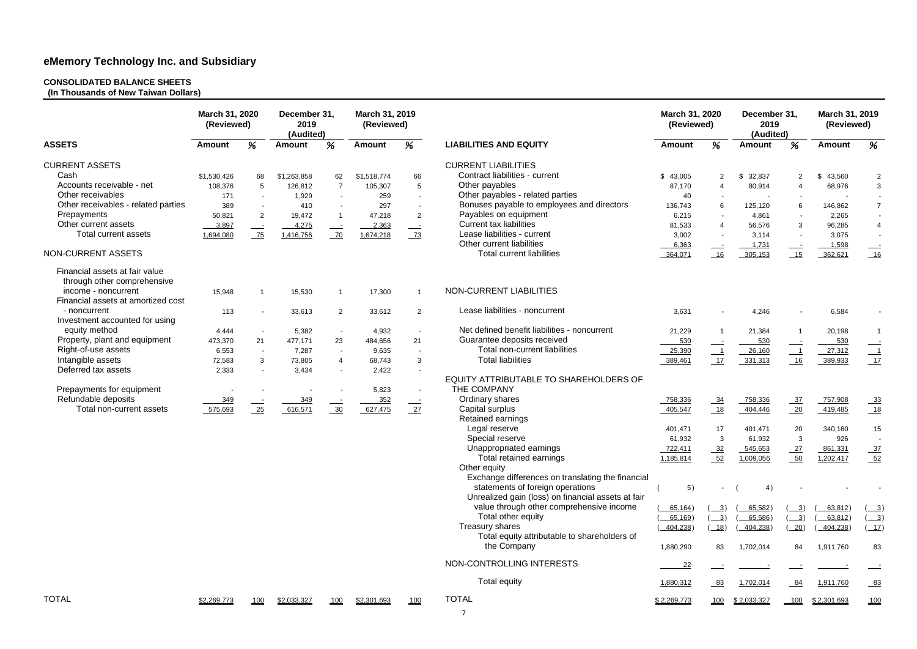# eMemory Technology Inc. and Subsidiary

**CONSOLIDATED BALANCE SHEETS**
**(In Thousands of New Taiwan Dollars)**

| ASSETS | March 31, 2020 (Reviewed) Amount | % | December 31, 2019 (Audited) Amount | % | March 31, 2019 (Reviewed) Amount | % |
|---|---|---|---|---|---|---|
| CURRENT ASSETS | | | | | | |
| Cash | $1,530,426 | 68 | $1,263,858 | 62 | $1,518,774 | 66 |
| Accounts receivable - net | 108,376 | 5 | 126,812 | 7 | 105,307 | 5 |
| Other receivables | 171 | - | 1,929 | - | 259 | - |
| Other receivables - related parties | 389 | - | 410 | - | 297 | - |
| Prepayments | 50,821 | 2 | 19,472 | 1 | 47,218 | 2 |
| Other current assets | 3,897 | - | 4,275 | - | 2,363 | - |
| Total current assets | 1,694,080 | 75 | 1,416,756 | 70 | 1,674,218 | 73 |
| NON-CURRENT ASSETS | | | | | | |
| Financial assets at fair value through other comprehensive income - noncurrent | 15,948 | 1 | 15,530 | 1 | 17,300 | 1 |
| Financial assets at amortized cost - noncurrent | 113 | - | 33,613 | 2 | 33,612 | 2 |
| Investment accounted for using equity method | 4,444 | - | 5,382 | - | 4,932 | - |
| Property, plant and equipment | 473,370 | 21 | 477,171 | 23 | 484,656 | 21 |
| Right-of-use assets | 6,553 | - | 7,287 | - | 9,635 | - |
| Intangible assets | 72,583 | 3 | 73,805 | 4 | 68,743 | 3 |
| Deferred tax assets | 2,333 | - | 3,434 | - | 2,422 | - |
| Prepayments for equipment | - | - | - | - | 5,823 | - |
| Refundable deposits | 349 | - | 349 | - | 352 | - |
| Total non-current assets | 575,693 | 25 | 616,571 | 30 | 627,475 | 27 |
| TOTAL | $2,269,773 | 100 | $2,033,327 | 100 | $2,301,693 | 100 |

| LIABILITIES AND EQUITY | March 31, 2020 (Reviewed) Amount | % | December 31, 2019 (Audited) Amount | % | March 31, 2019 (Reviewed) Amount | % |
|---|---|---|---|---|---|---|
| CURRENT LIABILITIES | | | | | | |
| Contract liabilities - current | $ 43,005 | 2 | $ 32,837 | 2 | $ 43,560 | 2 |
| Other payables | 87,170 | 4 | 80,914 | 4 | 68,976 | 3 |
| Other payables - related parties | 40 | - | - | - | - | - |
| Bonuses payable to employees and directors | 136,743 | 6 | 125,120 | 6 | 146,862 | 7 |
| Payables on equipment | 6,215 | - | 4,861 | - | 2,265 | - |
| Current tax liabilities | 81,533 | 4 | 56,576 | 3 | 96,285 | 4 |
| Lease liabilities - current | 3,002 | - | 3,114 | - | 3,075 | - |
| Other current liabilities | 6,363 | - | 1,731 | - | 1,598 | - |
| Total current liabilities | 364,071 | 16 | 305,153 | 15 | 362,621 | 16 |
| NON-CURRENT LIABILITIES | | | | | | |
| Lease liabilities - noncurrent | 3,631 | - | 4,246 | - | 6,584 | - |
| Net defined benefit liabilities - noncurrent | 21,229 | 1 | 21,384 | 1 | 20,198 | 1 |
| Guarantee deposits received | 530 | - | 530 | - | 530 | - |
| Total non-current liabilities | 25,390 | 1 | 26,160 | 1 | 27,312 | 1 |
| Total liabilities | 389,461 | 17 | 331,313 | 16 | 389,933 | 17 |
| EQUITY ATTRIBUTABLE TO SHAREHOLDERS OF THE COMPANY | | | | | | |
| Ordinary shares | 758,336 | 34 | 758,336 | 37 | 757,908 | 33 |
| Capital surplus | 405,547 | 18 | 404,446 | 20 | 419,485 | 18 |
| Retained earnings | | | | | | |
| Legal reserve | 401,471 | 17 | 401,471 | 20 | 340,160 | 15 |
| Special reserve | 61,932 | 3 | 61,932 | 3 | 926 | - |
| Unappropriated earnings | 722,411 | 32 | 545,653 | 27 | 861,331 | 37 |
| Total retained earnings | 1,185,814 | 52 | 1,009,056 | 50 | 1,202,417 | 52 |
| Other equity | | | | | | |
| Exchange differences on translating the financial statements of foreign operations | ( 5) | - | ( 4) | - | - | - |
| Unrealized gain (loss) on financial assets at fair value through other comprehensive income | ( 65,164) | ( 3) | ( 65,582) | ( 3) | ( 63,812) | ( 3) |
| Total other equity | ( 65,169) | ( 3) | ( 65,586) | ( 3) | ( 63,812) | ( 3) |
| Treasury shares | ( 404,238) | ( 18) | ( 404,238) | ( 20) | ( 404,238) | ( 17) |
| Total equity attributable to shareholders of the Company | 1,880,290 | 83 | 1,702,014 | 84 | 1,911,760 | 83 |
| NON-CONTROLLING INTERESTS | 22 | - | - | - | - | - |
| Total equity | 1,880,312 | 83 | 1,702,014 | 84 | 1,911,760 | 83 |
| TOTAL | $ 2,269,773 | 100 | $ 2,033,327 | 100 | $ 2,301,693 | 100 |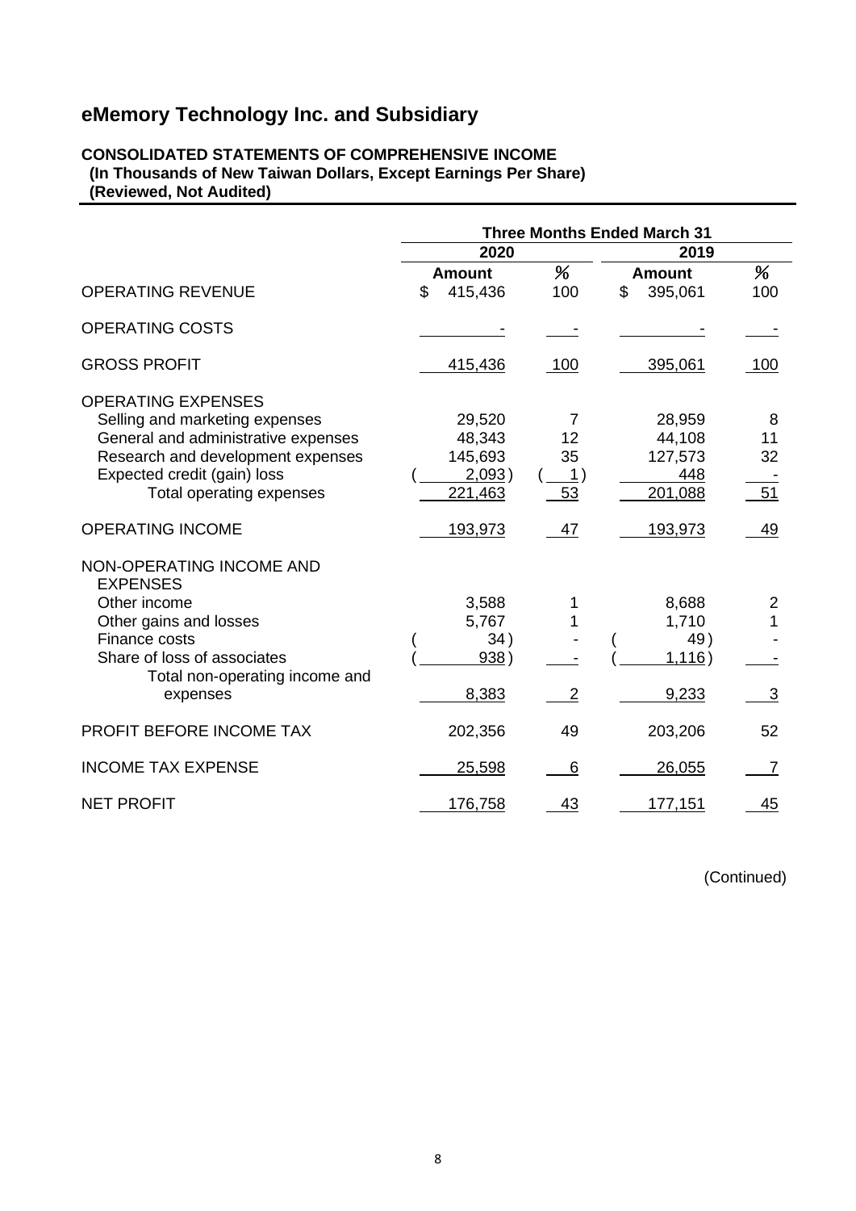# eMemory Technology Inc. and Subsidiary

**CONSOLIDATED STATEMENTS OF COMPREHENSIVE INCOME**
**(In Thousands of New Taiwan Dollars, Except Earnings Per Share)**
**(Reviewed, Not Audited)**

| | Three Months Ended March 31 | | | |
|---|---|---|---|---|
| | 2020 | | 2019 | |
| | Amount | % | Amount | % |
| OPERATING REVENUE | $ 415,436 | 100 | $ 395,061 | 100 |
| OPERATING COSTS | - | - | - | - |
| GROSS PROFIT | 415,436 | 100 | 395,061 | 100 |
| OPERATING EXPENSES | | | | |
| Selling and marketing expenses | 29,520 | 7 | 28,959 | 8 |
| General and administrative expenses | 48,343 | 12 | 44,108 | 11 |
| Research and development expenses | 145,693 | 35 | 127,573 | 32 |
| Expected credit (gain) loss | ( 2,093) | ( 1) | 448 | - |
| Total operating expenses | 221,463 | 53 | 201,088 | 51 |
| OPERATING INCOME | 193,973 | 47 | 193,973 | 49 |
| NON-OPERATING INCOME AND EXPENSES | | | | |
| Other income | 3,588 | 1 | 8,688 | 2 |
| Other gains and losses | 5,767 | 1 | 1,710 | 1 |
| Finance costs | ( 34) | - | ( 49) | - |
| Share of loss of associates | ( 938) | - | ( 1,116) | - |
| Total non-operating income and expenses | 8,383 | 2 | 9,233 | 3 |
| PROFIT BEFORE INCOME TAX | 202,356 | 49 | 203,206 | 52 |
| INCOME TAX EXPENSE | 25,598 | 6 | 26,055 | 7 |
| NET PROFIT | 176,758 | 43 | 177,151 | 45 |

(Continued)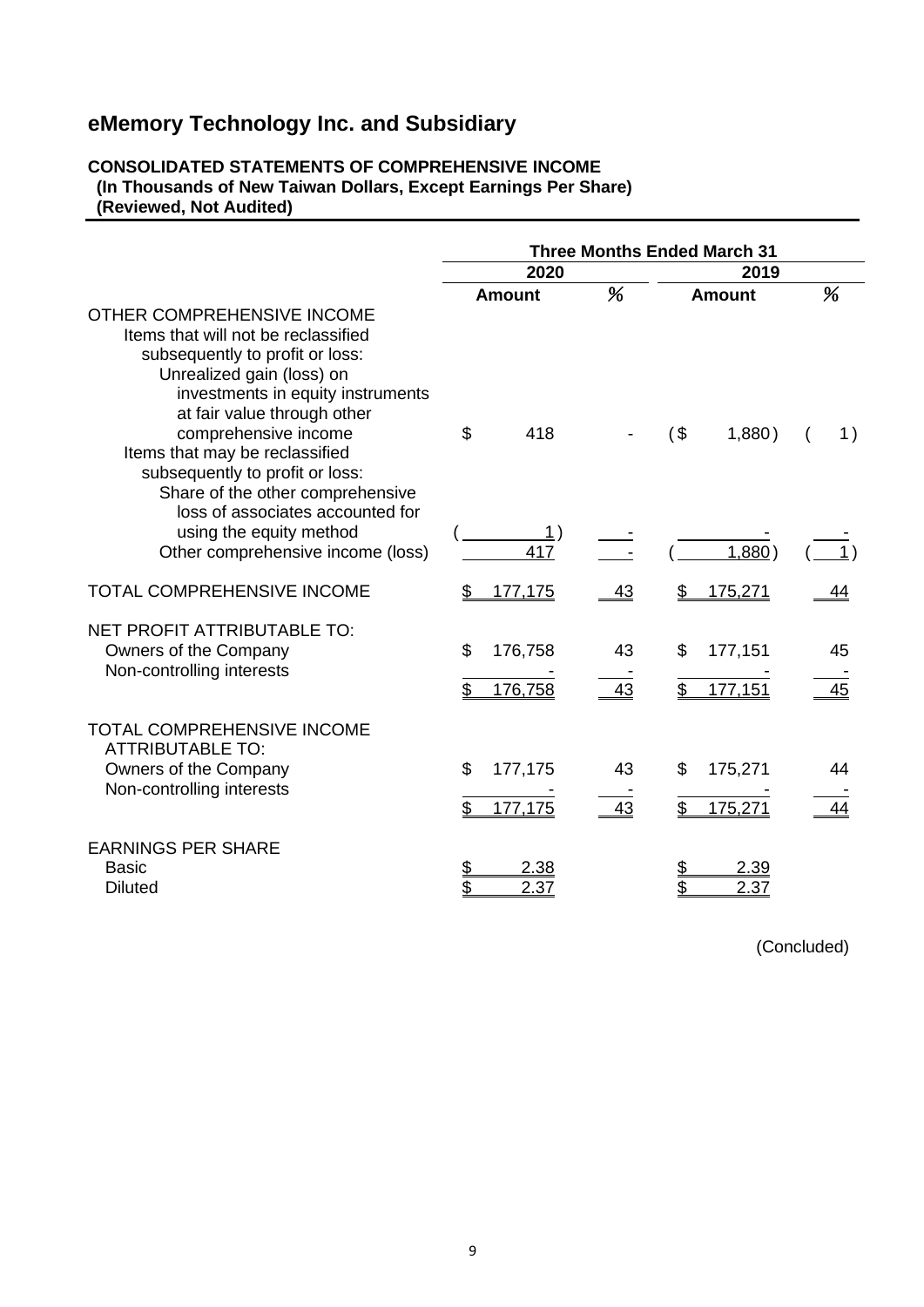## eMemory Technology Inc. and Subsidiary

**CONSOLIDATED STATEMENTS OF COMPREHENSIVE INCOME**
**(In Thousands of New Taiwan Dollars, Except Earnings Per Share)**
**(Reviewed, Not Audited)**

| | Three Months Ended March 31 | | | |
|---|---|---|---|---|
| | 2020 | | 2019 | |
| | Amount | % | Amount | % |
| OTHER COMPREHENSIVE INCOME | | | | |
| Items that will not be reclassified subsequently to profit or loss: | | | | |
| Unrealized gain (loss) on investments in equity instruments at fair value through other comprehensive income | $ 418 | - | ($ 1,880) | ( 1) |
| Items that may be reclassified subsequently to profit or loss: | | | | |
| Share of the other comprehensive loss of associates accounted for using the equity method | ( 1) | - | - | - |
| Other comprehensive income (loss) | 417 | - | ( 1,880) | ( 1) |
| TOTAL COMPREHENSIVE INCOME | $ 177,175 | 43 | $ 175,271 | 44 |
| NET PROFIT ATTRIBUTABLE TO: | | | | |
| Owners of the Company | $ 176,758 | 43 | $ 177,151 | 45 |
| Non-controlling interests | - | - | - | - |
| | $ 176,758 | 43 | $ 177,151 | 45 |
| TOTAL COMPREHENSIVE INCOME ATTRIBUTABLE TO: | | | | |
| Owners of the Company | $ 177,175 | 43 | $ 175,271 | 44 |
| Non-controlling interests | - | - | - | - |
| | $ 177,175 | 43 | $ 175,271 | 44 |
| EARNINGS PER SHARE | | | | |
| Basic | $ 2.38 | | $ 2.39 | |
| Diluted | $ 2.37 | | $ 2.37 | |

(Concluded)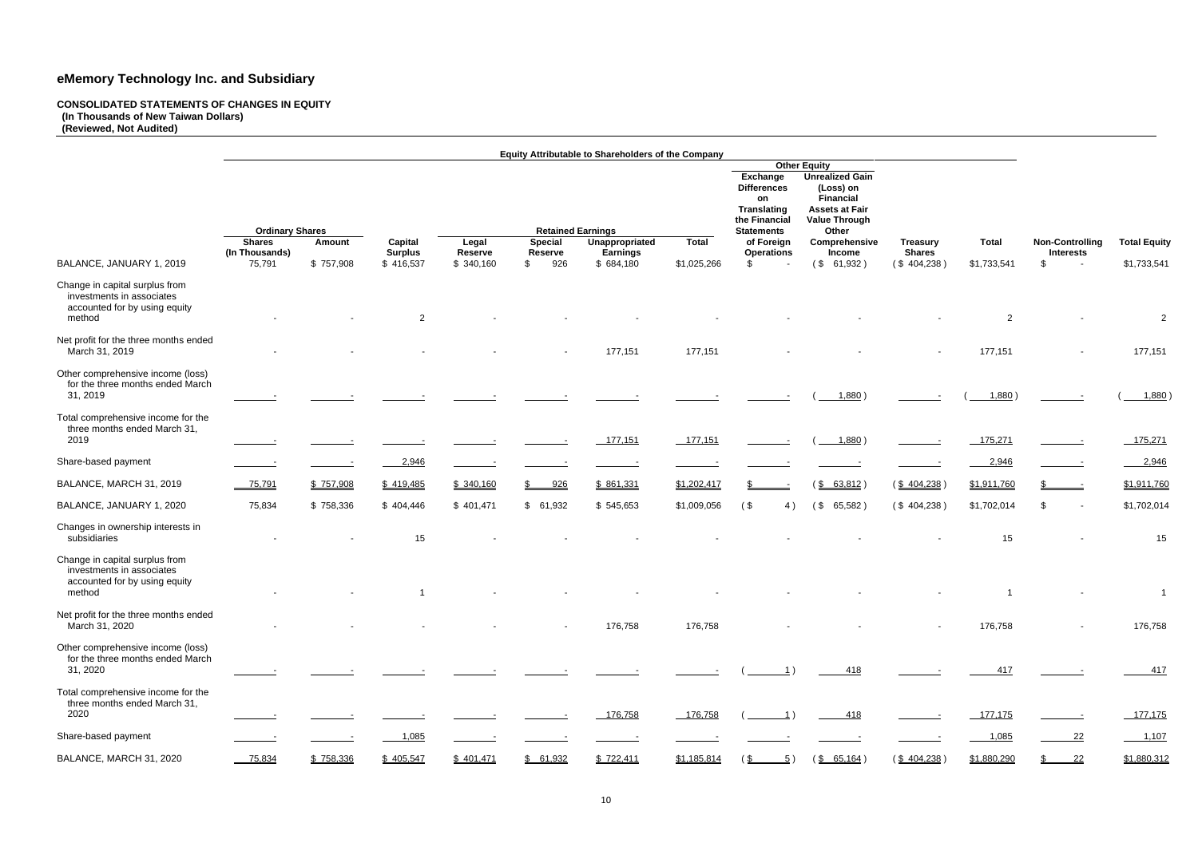# eMemory Technology Inc. and Subsidiary

**CONSOLIDATED STATEMENTS OF CHANGES IN EQUITY**
**(In Thousands of New Taiwan Dollars)**
**(Reviewed, Not Audited)**

| | Equity Attributable to Shareholders of the Company | | | | | | | | | | | | | |
|---|---|---|---|---|---|---|---|---|---|---|---|---|---|
| | | | | | | | | Other Equity | | | | | |
| | Ordinary Shares | | | Retained Earnings | | | | Exchange Differences on Translating the Financial Statements | Unrealized Gain (Loss) on Financial Assets at Fair Value Through Other | | | | |
| | Shares (In Thousands) | Amount | Capital Surplus | Legal Reserve | Special Reserve | Unappropriated Earnings | Total | of Foreign Operations | Comprehensive Income | Treasury Shares | Total | Non-Controlling Interests | Total Equity |
| BALANCE, JANUARY 1, 2019 | 75,791 | $ 757,908 | $ 416,537 | $ 340,160 | $ 926 | $ 684,180 | $1,025,266 | $ - | ($ 61,932) | ($ 404,238) | $1,733,541 | $ - | $1,733,541 |
| Change in capital surplus from investments in associates accounted for by using equity method | - | - | 2 | - | - | - | - | - | - | - | 2 | - | 2 |
| Net profit for the three months ended March 31, 2019 | - | - | - | - | - | 177,151 | 177,151 | - | - | - | 177,151 | - | 177,151 |
| Other comprehensive income (loss) for the three months ended March 31, 2019 | - | - | - | - | - | - | - | - | ( 1,880) | - | ( 1,880) | - | ( 1,880) |
| Total comprehensive income for the three months ended March 31, 2019 | - | - | - | - | - | 177,151 | 177,151 | - | ( 1,880) | - | 175,271 | - | 175,271 |
| Share-based payment | - | - | 2,946 | - | - | - | - | - | - | - | 2,946 | - | 2,946 |
| BALANCE, MARCH 31, 2019 | 75,791 | $ 757,908 | $ 419,485 | $ 340,160 | $ 926 | $ 861,331 | $1,202,417 | $ - | ($ 63,812) | ($ 404,238) | $1,911,760 | $ - | $1,911,760 |
| BALANCE, JANUARY 1, 2020 | 75,834 | $ 758,336 | $ 404,446 | $ 401,471 | $ 61,932 | $ 545,653 | $1,009,056 | ($ 4) | ($ 65,582) | ($ 404,238) | $1,702,014 | $ - | $1,702,014 |
| Changes in ownership interests in subsidiaries | - | - | 15 | - | - | - | - | - | - | - | 15 | - | 15 |
| Change in capital surplus from investments in associates accounted for by using equity method | - | - | 1 | - | - | - | - | - | - | - | 1 | - | 1 |
| Net profit for the three months ended March 31, 2020 | - | - | - | - | - | 176,758 | 176,758 | - | - | - | 176,758 | - | 176,758 |
| Other comprehensive income (loss) for the three months ended March 31, 2020 | - | - | - | - | - | - | - | ( 1) | 418 | - | 417 | - | 417 |
| Total comprehensive income for the three months ended March 31, 2020 | - | - | - | - | - | 176,758 | 176,758 | ( 1) | 418 | - | 177,175 | - | 177,175 |
| Share-based payment | - | - | 1,085 | - | - | - | - | - | - | - | 1,085 | 22 | 1,107 |
| BALANCE, MARCH 31, 2020 | 75,834 | $ 758,336 | $ 405,547 | $ 401,471 | $ 61,932 | $ 722,411 | $1,185,814 | ($ 5) | ($ 65,164) | ($ 404,238) | $1,880,290 | $ 22 | $1,880,312 |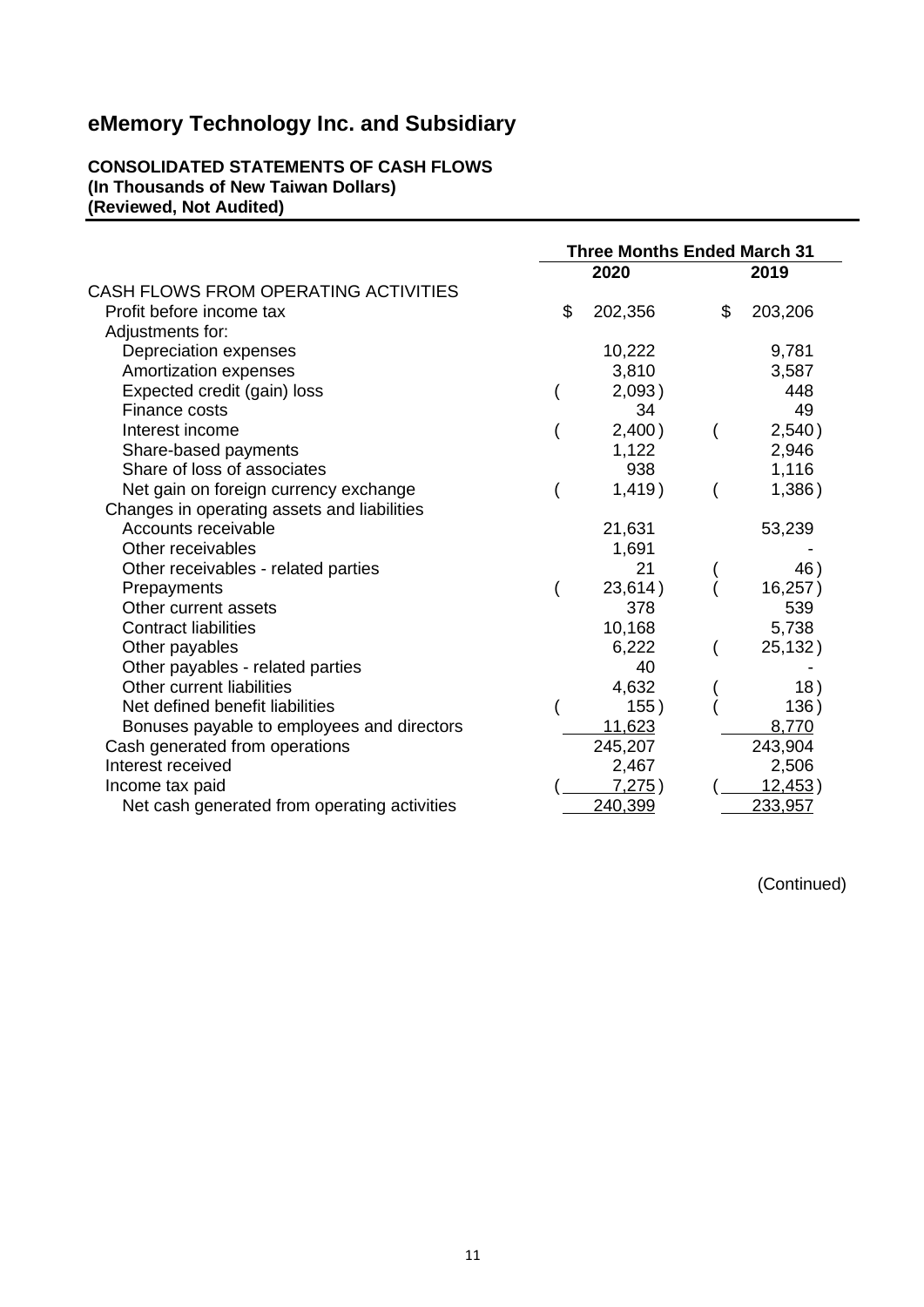# eMemory Technology Inc. and Subsidiary

**CONSOLIDATED STATEMENTS OF CASH FLOWS**
**(In Thousands of New Taiwan Dollars)**
**(Reviewed, Not Audited)**

| | Three Months Ended March 31 | |
|---|---|---|
| | 2020 | 2019 |
| CASH FLOWS FROM OPERATING ACTIVITIES | | |
| Profit before income tax | $ 202,356 | $ 203,206 |
| Adjustments for: | | |
| Depreciation expenses | 10,222 | 9,781 |
| Amortization expenses | 3,810 | 3,587 |
| Expected credit (gain) loss | ( 2,093) | 448 |
| Finance costs | 34 | 49 |
| Interest income | ( 2,400) | ( 2,540) |
| Share-based payments | 1,122 | 2,946 |
| Share of loss of associates | 938 | 1,116 |
| Net gain on foreign currency exchange | ( 1,419) | ( 1,386) |
| Changes in operating assets and liabilities | | |
| Accounts receivable | 21,631 | 53,239 |
| Other receivables | 1,691 | - |
| Other receivables - related parties | 21 | ( 46) |
| Prepayments | ( 23,614) | ( 16,257) |
| Other current assets | 378 | 539 |
| Contract liabilities | 10,168 | 5,738 |
| Other payables | 6,222 | ( 25,132) |
| Other payables - related parties | 40 | - |
| Other current liabilities | 4,632 | ( 18) |
| Net defined benefit liabilities | ( 155) | ( 136) |
| Bonuses payable to employees and directors | 11,623 | 8,770 |
| Cash generated from operations | 245,207 | 243,904 |
| Interest received | 2,467 | 2,506 |
| Income tax paid | ( 7,275) | ( 12,453) |
| Net cash generated from operating activities | 240,399 | 233,957 |

(Continued)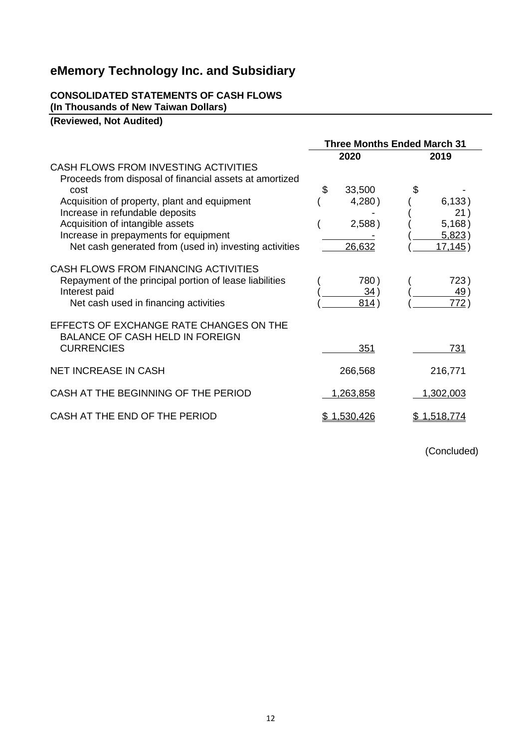# eMemory Technology Inc. and Subsidiary

**CONSOLIDATED STATEMENTS OF CASH FLOWS**
**(In Thousands of New Taiwan Dollars)**
**(Reviewed, Not Audited)**

| | Three Months Ended March 31 | |
|---|---|---|
| | 2020 | 2019 |
| CASH FLOWS FROM INVESTING ACTIVITIES | | |
| Proceeds from disposal of financial assets at amortized cost | $ 33,500 | $ - |
| Acquisition of property, plant and equipment | ( 4,280 ) | ( 6,133 ) |
| Increase in refundable deposits | - | ( 21 ) |
| Acquisition of intangible assets | ( 2,588 ) | ( 5,168 ) |
| Increase in prepayments for equipment | - | ( 5,823 ) |
| Net cash generated from (used in) investing activities | 26,632 | ( 17,145 ) |
| CASH FLOWS FROM FINANCING ACTIVITIES | | |
| Repayment of the principal portion of lease liabilities | ( 780 ) | ( 723 ) |
| Interest paid | ( 34 ) | ( 49 ) |
| Net cash used in financing activities | ( 814 ) | ( 772 ) |
| EFFECTS OF EXCHANGE RATE CHANGES ON THE BALANCE OF CASH HELD IN FOREIGN CURRENCIES | 351 | 731 |
| NET INCREASE IN CASH | 266,568 | 216,771 |
| CASH AT THE BEGINNING OF THE PERIOD | 1,263,858 | 1,302,003 |
| CASH AT THE END OF THE PERIOD | $ 1,530,426 | $ 1,518,774 |

(Concluded)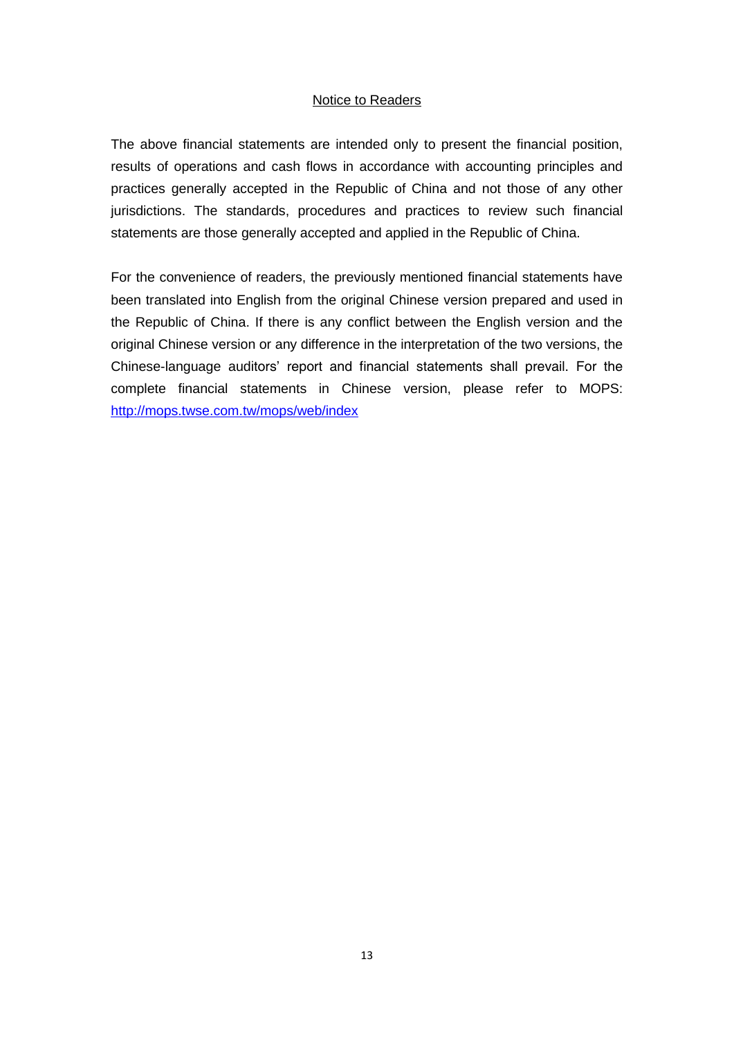Notice to Readers

The above financial statements are intended only to present the financial position, results of operations and cash flows in accordance with accounting principles and practices generally accepted in the Republic of China and not those of any other jurisdictions. The standards, procedures and practices to review such financial statements are those generally accepted and applied in the Republic of China.

For the convenience of readers, the previously mentioned financial statements have been translated into English from the original Chinese version prepared and used in the Republic of China. If there is any conflict between the English version and the original Chinese version or any difference in the interpretation of the two versions, the Chinese-language auditors' report and financial statements shall prevail. For the complete financial statements in Chinese version, please refer to MOPS: http://mops.twse.com.tw/mops/web/index